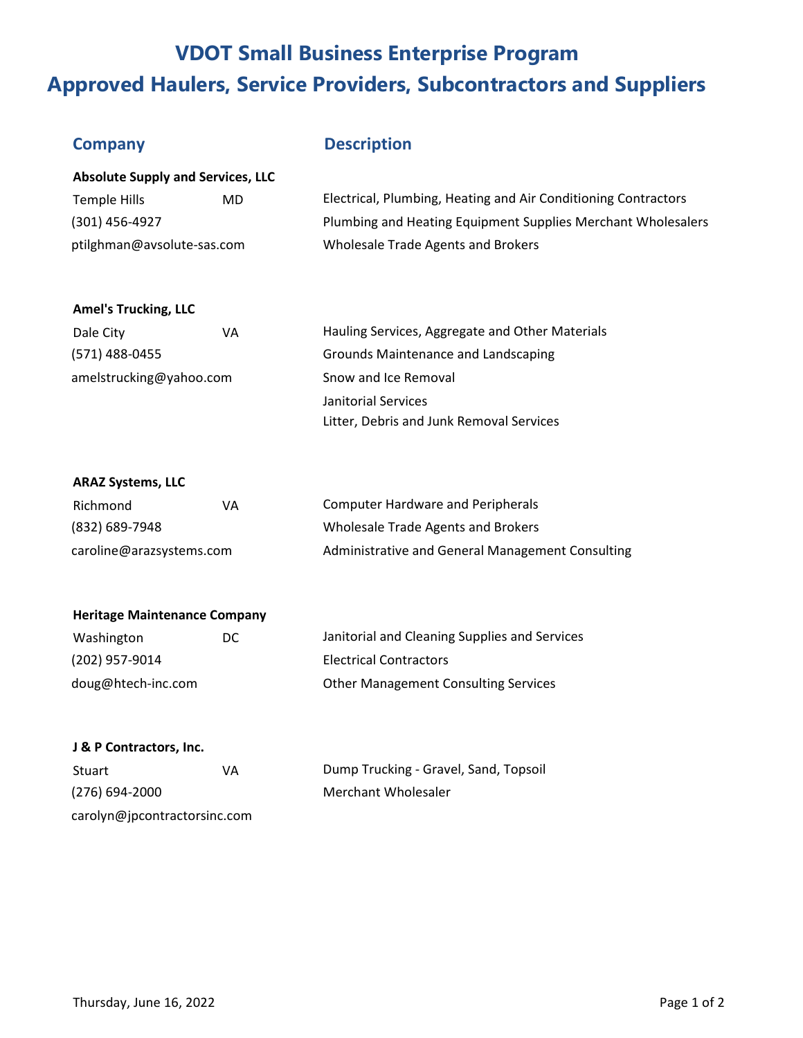# VDOT Small Business Enterprise Program
# Approved Haulers, Service Providers, Subcontractors and Suppliers

| Company | | Description |
|---|---|---|
| **Absolute Supply and Services, LLC** | | |
| Temple Hills | MD | Electrical, Plumbing, Heating and Air Conditioning Contractors |
| (301) 456-4927 | | Plumbing and Heating Equipment Supplies Merchant Wholesalers |
| ptilghman@avsolute-sas.com | | Wholesale Trade Agents and Brokers |
| **Amel's Trucking, LLC** | | |
| Dale City | VA | Hauling Services, Aggregate and Other Materials |
| (571) 488-0455 | | Grounds Maintenance and Landscaping |
| amelstrucking@yahoo.com | | Snow and Ice Removal |
| | | Janitorial Services |
| | | Litter, Debris and Junk Removal Services |
| **ARAZ Systems, LLC** | | |
| Richmond | VA | Computer Hardware and Peripherals |
| (832) 689-7948 | | Wholesale Trade Agents and Brokers |
| caroline@arazsystems.com | | Administrative and General Management Consulting |
| **Heritage Maintenance Company** | | |
| Washington | DC | Janitorial and Cleaning Supplies and Services |
| (202) 957-9014 | | Electrical Contractors |
| doug@htech-inc.com | | Other Management Consulting Services |
| **J & P Contractors, Inc.** | | |
| Stuart | VA | Dump Trucking - Gravel, Sand, Topsoil |
| (276) 694-2000 | | Merchant Wholesaler |
| carolyn@jpcontractorsinc.com | | |

Thursday, June 16, 2022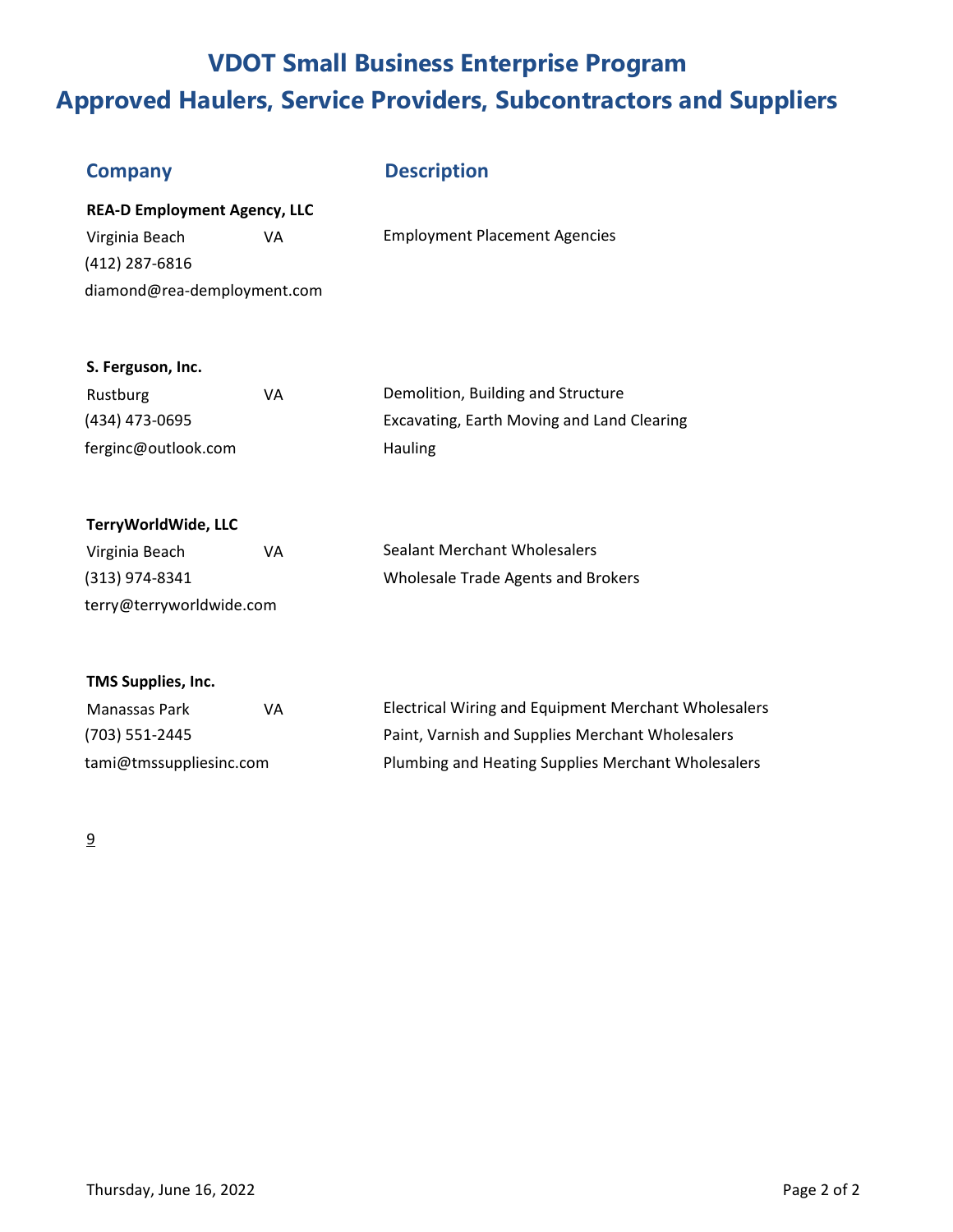# VDOT Small Business Enterprise Program
# Approved Haulers, Service Providers, Subcontractors and Suppliers

| Company | | Description |
|---|---|---|
| **REA-D Employment Agency, LLC** | | |
| Virginia Beach | VA | Employment Placement Agencies |
| (412) 287-6816 | | |
| diamond@rea-demployment.com | | |
| **S. Ferguson, Inc.** | | |
| Rustburg | VA | Demolition, Building and Structure |
| (434) 473-0695 | | Excavating, Earth Moving and Land Clearing |
| ferginc@outlook.com | | Hauling |
| **TerryWorldWide, LLC** | | |
| Virginia Beach | VA | Sealant Merchant Wholesalers |
| (313) 974-8341 | | Wholesale Trade Agents and Brokers |
| terry@terryworldwide.com | | |
| **TMS Supplies, Inc.** | | |
| Manassas Park | VA | Electrical Wiring and Equipment Merchant Wholesalers |
| (703) 551-2445 | | Paint, Varnish and Supplies Merchant Wholesalers |
| tami@tmssuppliesinc.com | | Plumbing and Heating Supplies Merchant Wholesalers |

9

Thursday, June 16, 2022